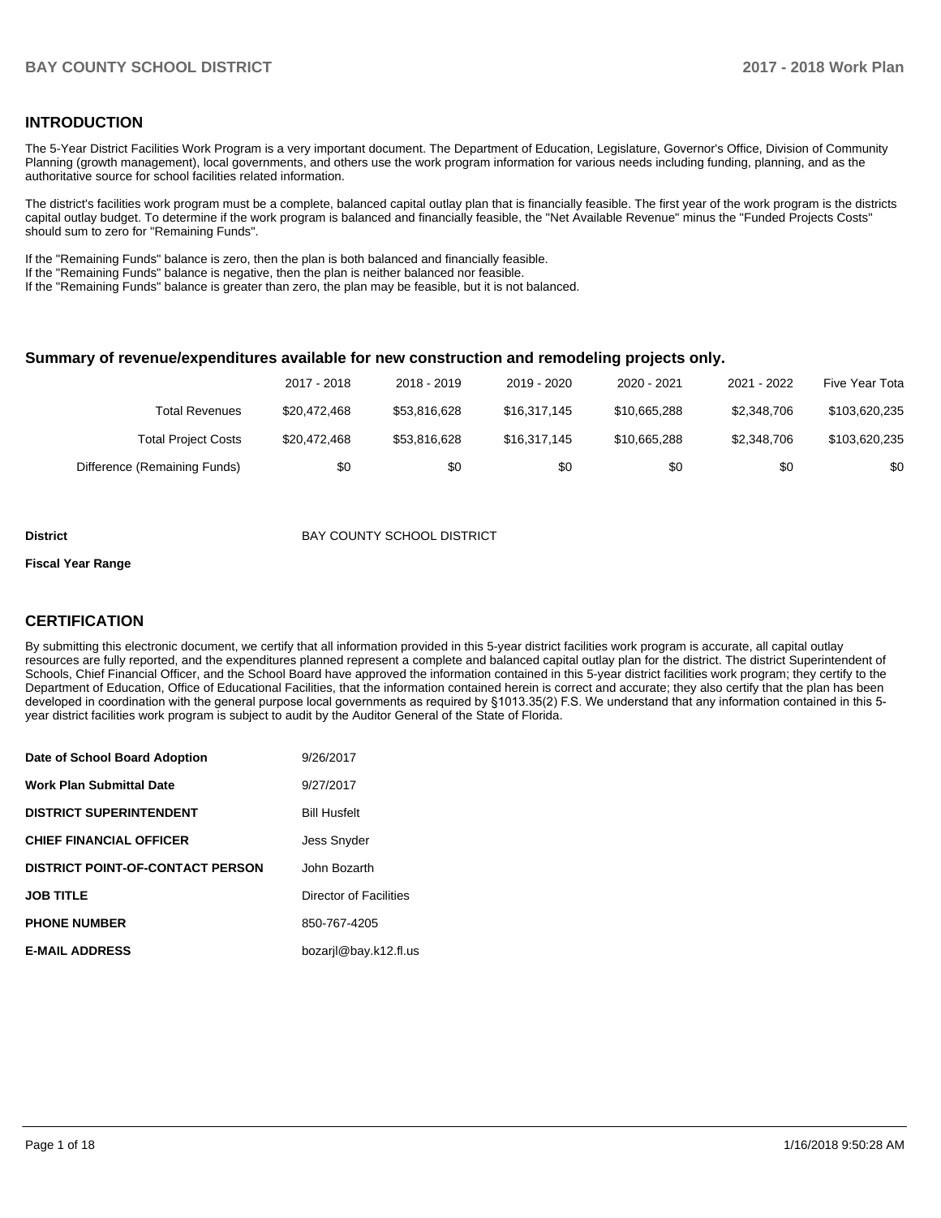## INTRODUCTION

The 5-Year District Facilities Work Program is a very important document. The Department of Education, Legislature, Governor's Office, Division of Community Planning (growth management), local governments, and others use the work program information for various needs including funding, planning, and as the authoritative source for school facilities related information.

The district's facilities work program must be a complete, balanced capital outlay plan that is financially feasible. The first year of the work program is the districts capital outlay budget. To determine if the work program is balanced and financially feasible, the "Net Available Revenue" minus the "Funded Projects Costs" should sum to zero for "Remaining Funds".

If the "Remaining Funds" balance is zero, then the plan is both balanced and financially feasible.
If the "Remaining Funds" balance is negative, then the plan is neither balanced nor feasible.
If the "Remaining Funds" balance is greater than zero, the plan may be feasible, but it is not balanced.

### Summary of revenue/expenditures available for new construction and remodeling projects only.

| | 2017 - 2018 | 2018 - 2019 | 2019 - 2020 | 2020 - 2021 | 2021 - 2022 | Five Year Tota |
|---|---|---|---|---|---|---|
| Total Revenues | $20,472,468 | $53,816,628 | $16,317,145 | $10,665,288 | $2,348,706 | $103,620,235 |
| Total Project Costs | $20,472,468 | $53,816,628 | $16,317,145 | $10,665,288 | $2,348,706 | $103,620,235 |
| Difference (Remaining Funds) | $0 | $0 | $0 | $0 | $0 | $0 |

**District** BAY COUNTY SCHOOL DISTRICT

**Fiscal Year Range**

## CERTIFICATION

By submitting this electronic document, we certify that all information provided in this 5-year district facilities work program is accurate, all capital outlay resources are fully reported, and the expenditures planned represent a complete and balanced capital outlay plan for the district. The district Superintendent of Schools, Chief Financial Officer, and the School Board have approved the information contained in this 5-year district facilities work program; they certify to the Department of Education, Office of Educational Facilities, that the information contained herein is correct and accurate; they also certify that the plan has been developed in coordination with the general purpose local governments as required by §1013.35(2) F.S. We understand that any information contained in this 5-year district facilities work program is subject to audit by the Auditor General of the State of Florida.

| | |
|---|---|
| **Date of School Board Adoption** | 9/26/2017 |
| **Work Plan Submittal Date** | 9/27/2017 |
| **DISTRICT SUPERINTENDENT** | Bill Husfelt |
| **CHIEF FINANCIAL OFFICER** | Jess Snyder |
| **DISTRICT POINT-OF-CONTACT PERSON** | John Bozarth |
| **JOB TITLE** | Director of Facilities |
| **PHONE NUMBER** | 850-767-4205 |
| **E-MAIL ADDRESS** | bozarjl@bay.k12.fl.us |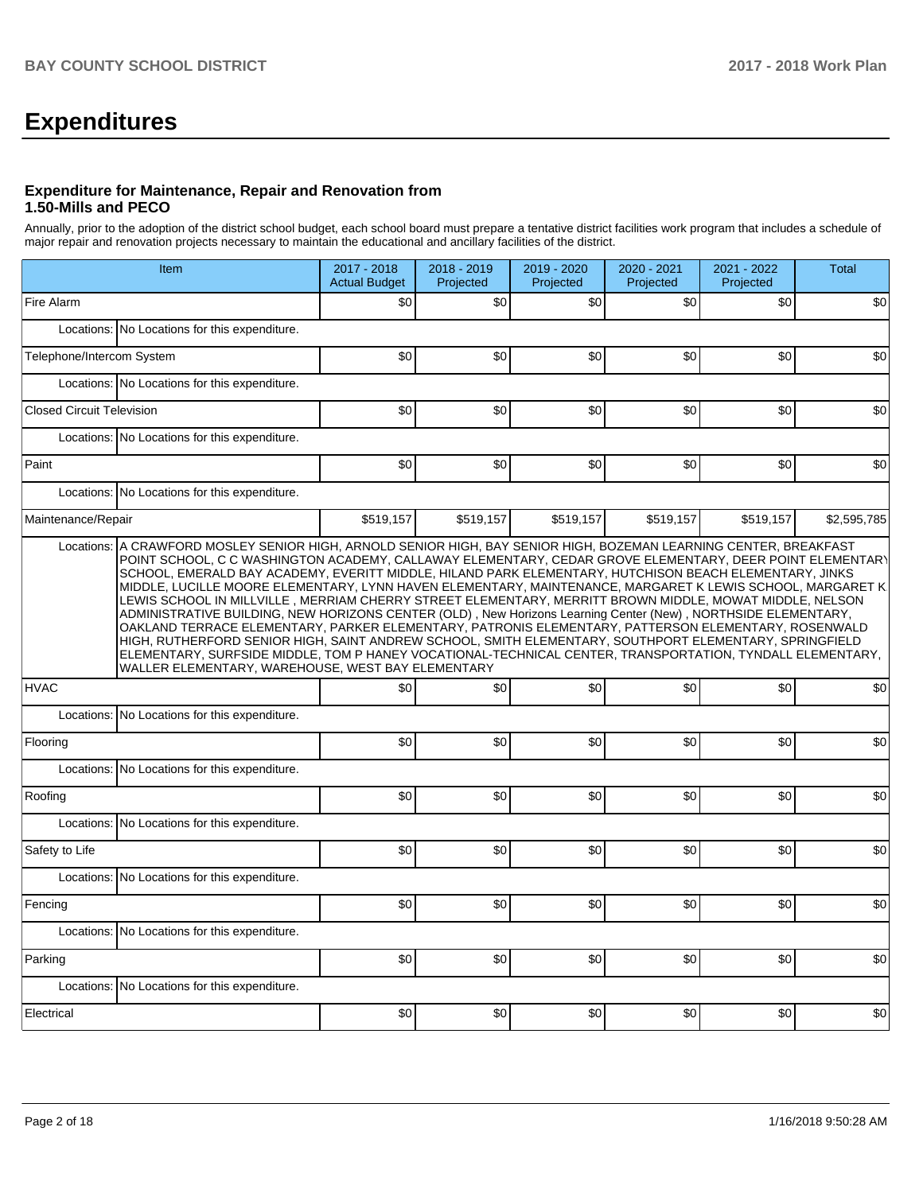# Expenditures

### Expenditure for Maintenance, Repair and Renovation from 1.50-Mills and PECO

Annually, prior to the adoption of the district school budget, each school board must prepare a tentative district facilities work program that includes a schedule of major repair and renovation projects necessary to maintain the educational and ancillary facilities of the district.

| Item | 2017 - 2018 Actual Budget | 2018 - 2019 Projected | 2019 - 2020 Projected | 2020 - 2021 Projected | 2021 - 2022 Projected | Total |
|---|---|---|---|---|---|---|
| Fire Alarm | $0 | $0 | $0 | $0 | $0 | $0 |
| Locations: No Locations for this expenditure. | | | | | | |
| Telephone/Intercom System | $0 | $0 | $0 | $0 | $0 | $0 |
| Locations: No Locations for this expenditure. | | | | | | |
| Closed Circuit Television | $0 | $0 | $0 | $0 | $0 | $0 |
| Locations: No Locations for this expenditure. | | | | | | |
| Paint | $0 | $0 | $0 | $0 | $0 | $0 |
| Locations: No Locations for this expenditure. | | | | | | |
| Maintenance/Repair | $519,157 | $519,157 | $519,157 | $519,157 | $519,157 | $2,595,785 |
| Locations: A CRAWFORD MOSLEY SENIOR HIGH, ARNOLD SENIOR HIGH, BAY SENIOR HIGH, BOZEMAN LEARNING CENTER, BREAKFAST POINT SCHOOL, C C WASHINGTON ACADEMY, CALLAWAY ELEMENTARY, CEDAR GROVE ELEMENTARY, DEER POINT ELEMENTARY SCHOOL, EMERALD BAY ACADEMY, EVERITT MIDDLE, HILAND PARK ELEMENTARY, HUTCHISON BEACH ELEMENTARY, JINKS MIDDLE, LUCILLE MOORE ELEMENTARY, LYNN HAVEN ELEMENTARY, MAINTENANCE, MARGARET K LEWIS SCHOOL, MARGARET K LEWIS SCHOOL IN MILLVILLE , MERRIAM CHERRY STREET ELEMENTARY, MERRITT BROWN MIDDLE, MOWAT MIDDLE, NELSON ADMINISTRATIVE BUILDING, NEW HORIZONS CENTER (OLD) , New Horizons Learning Center (New) , NORTHSIDE ELEMENTARY, OAKLAND TERRACE ELEMENTARY, PARKER ELEMENTARY, PATRONIS ELEMENTARY, PATTERSON ELEMENTARY, ROSENWALD HIGH, RUTHERFORD SENIOR HIGH, SAINT ANDREW SCHOOL, SMITH ELEMENTARY, SOUTHPORT ELEMENTARY, SPRINGFIELD ELEMENTARY, SURFSIDE MIDDLE, TOM P HANEY VOCATIONAL-TECHNICAL CENTER, TRANSPORTATION, TYNDALL ELEMENTARY, WALLER ELEMENTARY, WAREHOUSE, WEST BAY ELEMENTARY | | | | | | |
| HVAC | $0 | $0 | $0 | $0 | $0 | $0 |
| Locations: No Locations for this expenditure. | | | | | | |
| Flooring | $0 | $0 | $0 | $0 | $0 | $0 |
| Locations: No Locations for this expenditure. | | | | | | |
| Roofing | $0 | $0 | $0 | $0 | $0 | $0 |
| Locations: No Locations for this expenditure. | | | | | | |
| Safety to Life | $0 | $0 | $0 | $0 | $0 | $0 |
| Locations: No Locations for this expenditure. | | | | | | |
| Fencing | $0 | $0 | $0 | $0 | $0 | $0 |
| Locations: No Locations for this expenditure. | | | | | | |
| Parking | $0 | $0 | $0 | $0 | $0 | $0 |
| Locations: No Locations for this expenditure. | | | | | | |
| Electrical | $0 | $0 | $0 | $0 | $0 | $0 |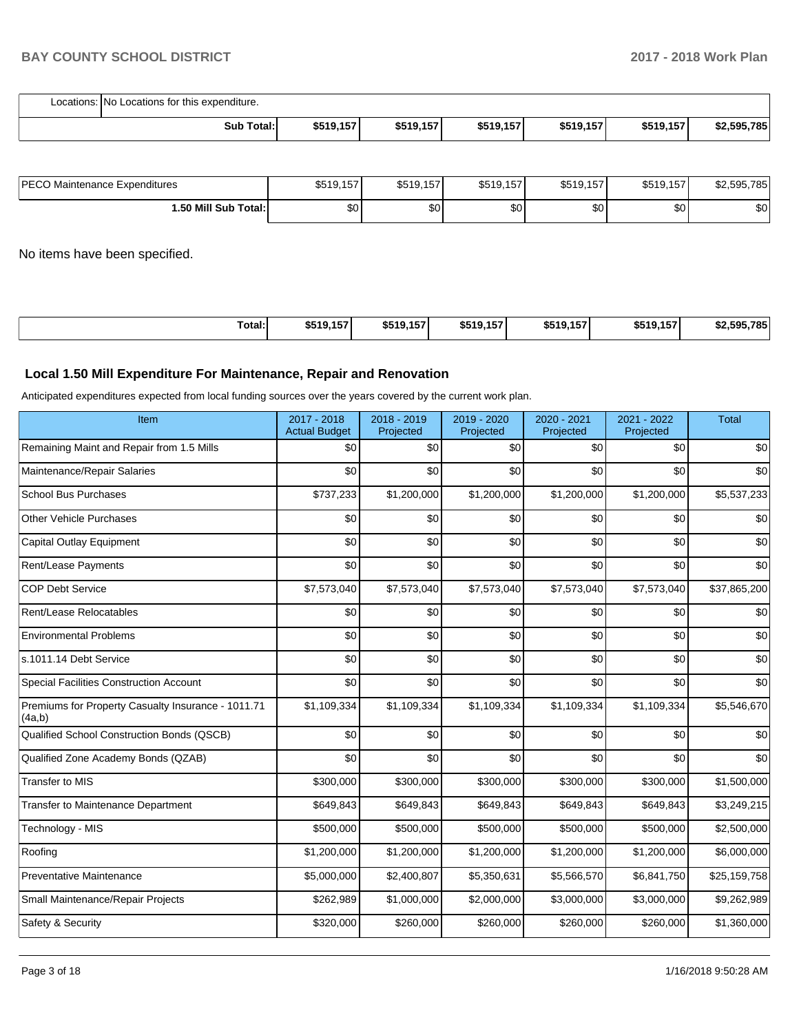| | | | | | | |
|---|---|---|---|---|---|---|
| Locations: No Locations for this expenditure. | | | | | | |
| **Sub Total:** | **$519,157** | **$519,157** | **$519,157** | **$519,157** | **$519,157** | **$2,595,785** |

| | | | | | | |
|---|---|---|---|---|---|---|
| PECO Maintenance Expenditures | $519,157 | $519,157 | $519,157 | $519,157 | $519,157 | $2,595,785 |
| **1.50 Mill Sub Total:** | $0 | $0 | $0 | $0 | $0 | $0 |

No items have been specified.

| | | | | | | |
|---|---|---|---|---|---|---|
| **Total:** | **$519,157** | **$519,157** | **$519,157** | **$519,157** | **$519,157** | **$2,595,785** |

### Local 1.50 Mill Expenditure For Maintenance, Repair and Renovation

Anticipated expenditures expected from local funding sources over the years covered by the current work plan.

| Item | 2017 - 2018 Actual Budget | 2018 - 2019 Projected | 2019 - 2020 Projected | 2020 - 2021 Projected | 2021 - 2022 Projected | Total |
|---|---|---|---|---|---|---|
| Remaining Maint and Repair from 1.5 Mills | $0 | $0 | $0 | $0 | $0 | $0 |
| Maintenance/Repair Salaries | $0 | $0 | $0 | $0 | $0 | $0 |
| School Bus Purchases | $737,233 | $1,200,000 | $1,200,000 | $1,200,000 | $1,200,000 | $5,537,233 |
| Other Vehicle Purchases | $0 | $0 | $0 | $0 | $0 | $0 |
| Capital Outlay Equipment | $0 | $0 | $0 | $0 | $0 | $0 |
| Rent/Lease Payments | $0 | $0 | $0 | $0 | $0 | $0 |
| COP Debt Service | $7,573,040 | $7,573,040 | $7,573,040 | $7,573,040 | $7,573,040 | $37,865,200 |
| Rent/Lease Relocatables | $0 | $0 | $0 | $0 | $0 | $0 |
| Environmental Problems | $0 | $0 | $0 | $0 | $0 | $0 |
| s.1011.14 Debt Service | $0 | $0 | $0 | $0 | $0 | $0 |
| Special Facilities Construction Account | $0 | $0 | $0 | $0 | $0 | $0 |
| Premiums for Property Casualty Insurance - 1011.71 (4a,b) | $1,109,334 | $1,109,334 | $1,109,334 | $1,109,334 | $1,109,334 | $5,546,670 |
| Qualified School Construction Bonds (QSCB) | $0 | $0 | $0 | $0 | $0 | $0 |
| Qualified Zone Academy Bonds (QZAB) | $0 | $0 | $0 | $0 | $0 | $0 |
| Transfer to MIS | $300,000 | $300,000 | $300,000 | $300,000 | $300,000 | $1,500,000 |
| Transfer to Maintenance Department | $649,843 | $649,843 | $649,843 | $649,843 | $649,843 | $3,249,215 |
| Technology - MIS | $500,000 | $500,000 | $500,000 | $500,000 | $500,000 | $2,500,000 |
| Roofing | $1,200,000 | $1,200,000 | $1,200,000 | $1,200,000 | $1,200,000 | $6,000,000 |
| Preventative Maintenance | $5,000,000 | $2,400,807 | $5,350,631 | $5,566,570 | $6,841,750 | $25,159,758 |
| Small Maintenance/Repair Projects | $262,989 | $1,000,000 | $2,000,000 | $3,000,000 | $3,000,000 | $9,262,989 |
| Safety & Security | $320,000 | $260,000 | $260,000 | $260,000 | $260,000 | $1,360,000 |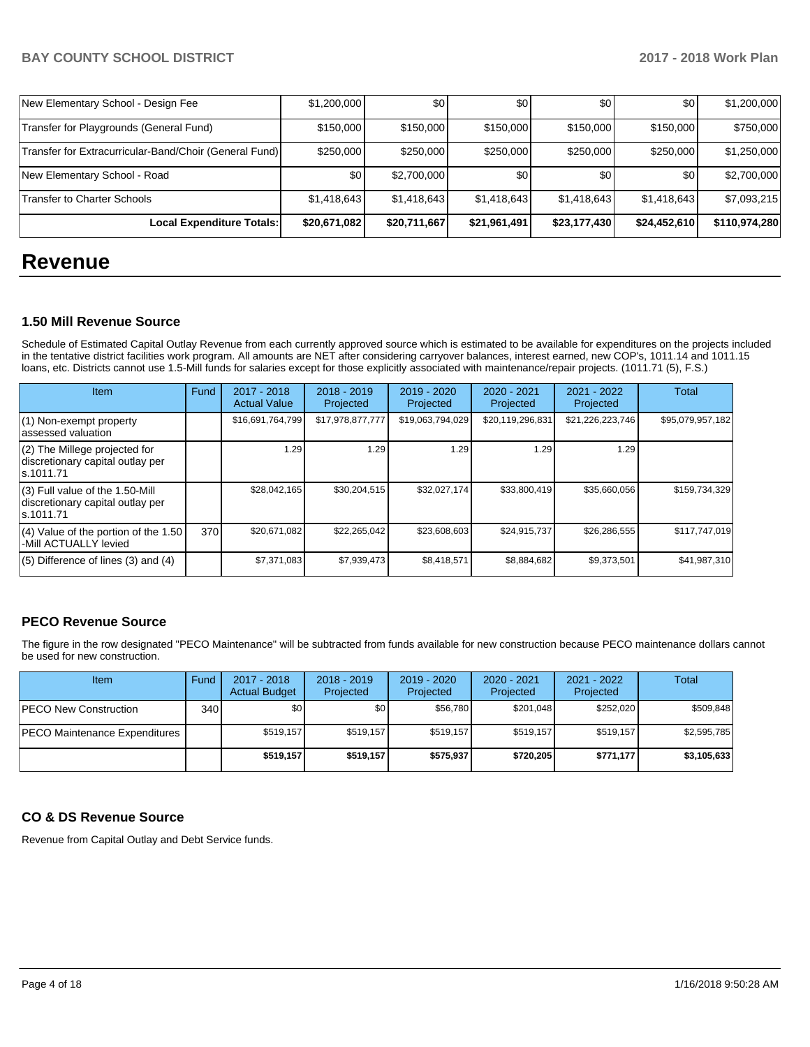| New Elementary School - Design Fee | $1,200,000 | $0 | $0 | $0 | $0 | $1,200,000 |
|---|---|---|---|---|---|---|
| Transfer for Playgrounds (General Fund) | $150,000 | $150,000 | $150,000 | $150,000 | $150,000 | $750,000 |
| Transfer for Extracurricular-Band/Choir (General Fund) | $250,000 | $250,000 | $250,000 | $250,000 | $250,000 | $1,250,000 |
| New Elementary School - Road | $0 | $2,700,000 | $0 | $0 | $0 | $2,700,000 |
| Transfer to Charter Schools | $1,418,643 | $1,418,643 | $1,418,643 | $1,418,643 | $1,418,643 | $7,093,215 |
| **Local Expenditure Totals:** | **$20,671,082** | **$20,711,667** | **$21,961,491** | **$23,177,430** | **$24,452,610** | **$110,974,280** |

# Revenue

## 1.50 Mill Revenue Source

Schedule of Estimated Capital Outlay Revenue from each currently approved source which is estimated to be available for expenditures on the projects included in the tentative district facilities work program. All amounts are NET after considering carryover balances, interest earned, new COP's, 1011.14 and 1011.15 loans, etc. Districts cannot use 1.5-Mill funds for salaries except for those explicitly associated with maintenance/repair projects. (1011.71 (5), F.S.)

| Item | Fund | 2017 - 2018 Actual Value | 2018 - 2019 Projected | 2019 - 2020 Projected | 2020 - 2021 Projected | 2021 - 2022 Projected | Total |
|---|---|---|---|---|---|---|---|
| (1) Non-exempt property assessed valuation | | $16,691,764,799 | $17,978,877,777 | $19,063,794,029 | $20,119,296,831 | $21,226,223,746 | $95,079,957,182 |
| (2) The Millege projected for discretionary capital outlay per s.1011.71 | | 1.29 | 1.29 | 1.29 | 1.29 | 1.29 | |
| (3) Full value of the 1.50-Mill discretionary capital outlay per s.1011.71 | | $28,042,165 | $30,204,515 | $32,027,174 | $33,800,419 | $35,660,056 | $159,734,329 |
| (4) Value of the portion of the 1.50 -Mill ACTUALLY levied | 370 | $20,671,082 | $22,265,042 | $23,608,603 | $24,915,737 | $26,286,555 | $117,747,019 |
| (5) Difference of lines (3) and (4) | | $7,371,083 | $7,939,473 | $8,418,571 | $8,884,682 | $9,373,501 | $41,987,310 |

## PECO Revenue Source

The figure in the row designated "PECO Maintenance" will be subtracted from funds available for new construction because PECO maintenance dollars cannot be used for new construction.

| Item | Fund | 2017 - 2018 Actual Budget | 2018 - 2019 Projected | 2019 - 2020 Projected | 2020 - 2021 Projected | 2021 - 2022 Projected | Total |
|---|---|---|---|---|---|---|---|
| PECO New Construction | 340 | $0 | $0 | $56,780 | $201,048 | $252,020 | $509,848 |
| PECO Maintenance Expenditures | | $519,157 | $519,157 | $519,157 | $519,157 | $519,157 | $2,595,785 |
| | | **$519,157** | **$519,157** | **$575,937** | **$720,205** | **$771,177** | **$3,105,633** |

## CO & DS Revenue Source

Revenue from Capital Outlay and Debt Service funds.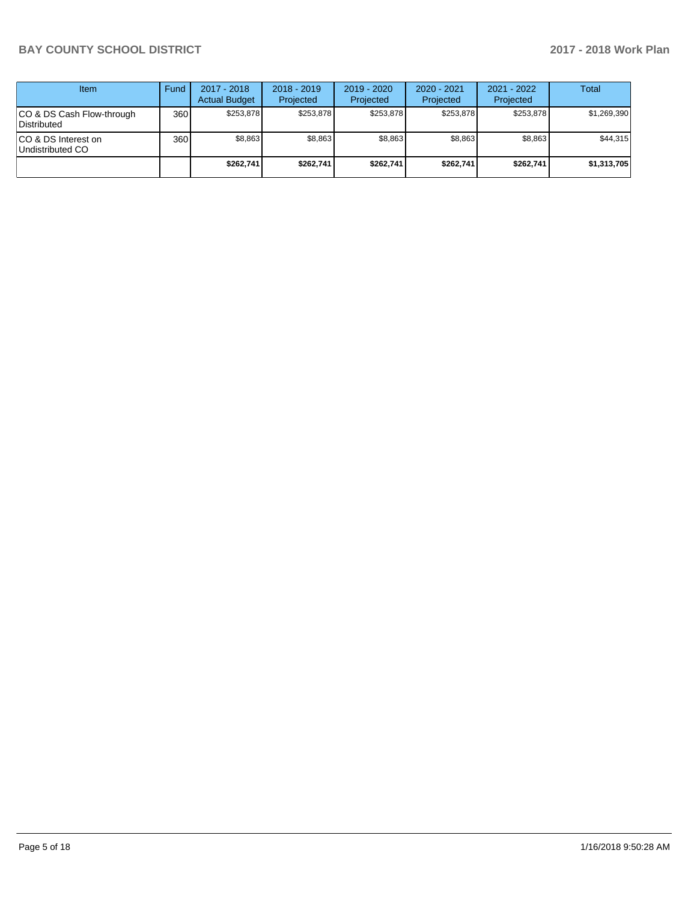| Item | Fund | 2017 - 2018 Actual Budget | 2018 - 2019 Projected | 2019 - 2020 Projected | 2020 - 2021 Projected | 2021 - 2022 Projected | Total |
|---|---|---|---|---|---|---|---|
| CO & DS Cash Flow-through Distributed | 360 | $253,878 | $253,878 | $253,878 | $253,878 | $253,878 | $1,269,390 |
| CO & DS Interest on Undistributed CO | 360 | $8,863 | $8,863 | $8,863 | $8,863 | $8,863 | $44,315 |
| | | **$262,741** | **$262,741** | **$262,741** | **$262,741** | **$262,741** | **$1,313,705** |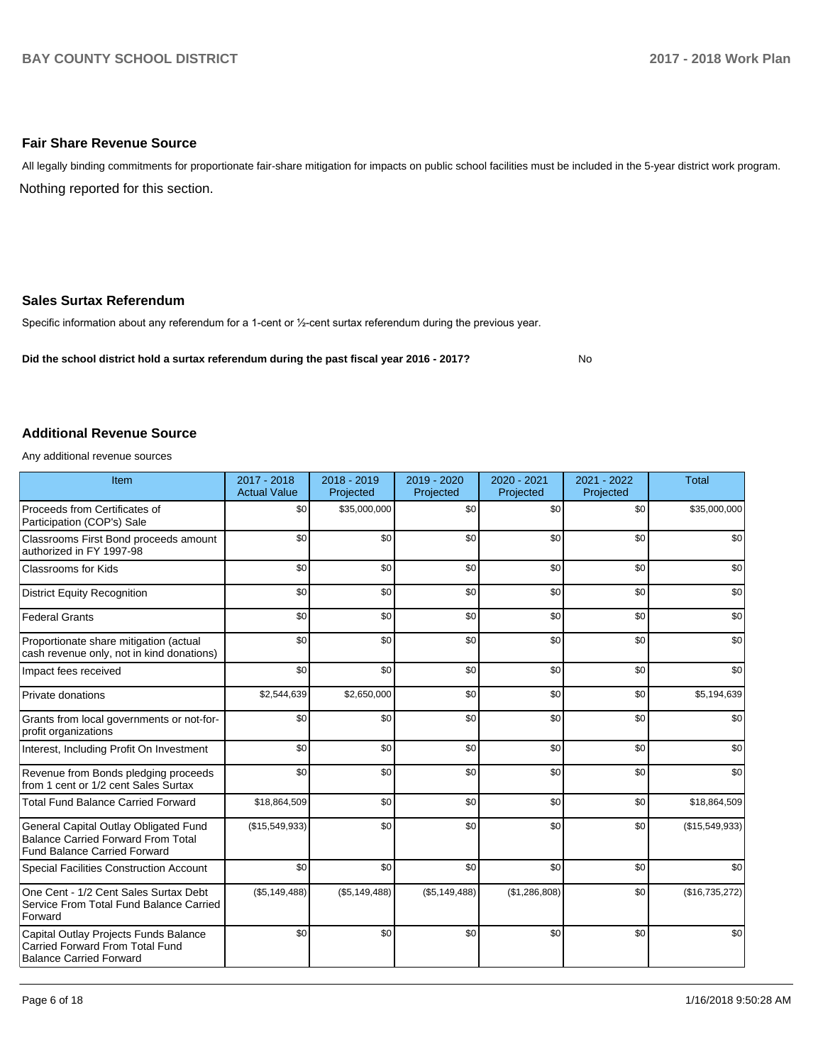## Fair Share Revenue Source

All legally binding commitments for proportionate fair-share mitigation for impacts on public school facilities must be included in the 5-year district work program.

Nothing reported for this section.

## Sales Surtax Referendum

Specific information about any referendum for a 1-cent or ½-cent surtax referendum during the previous year.

**Did the school district hold a surtax referendum during the past fiscal year 2016 - 2017?** No

## Additional Revenue Source

Any additional revenue sources

| Item | 2017 - 2018 Actual Value | 2018 - 2019 Projected | 2019 - 2020 Projected | 2020 - 2021 Projected | 2021 - 2022 Projected | Total |
|---|---|---|---|---|---|---|
| Proceeds from Certificates of Participation (COP's) Sale | $0 | $35,000,000 | $0 | $0 | $0 | $35,000,000 |
| Classrooms First Bond proceeds amount authorized in FY 1997-98 | $0 | $0 | $0 | $0 | $0 | $0 |
| Classrooms for Kids | $0 | $0 | $0 | $0 | $0 | $0 |
| District Equity Recognition | $0 | $0 | $0 | $0 | $0 | $0 |
| Federal Grants | $0 | $0 | $0 | $0 | $0 | $0 |
| Proportionate share mitigation (actual cash revenue only, not in kind donations) | $0 | $0 | $0 | $0 | $0 | $0 |
| Impact fees received | $0 | $0 | $0 | $0 | $0 | $0 |
| Private donations | $2,544,639 | $2,650,000 | $0 | $0 | $0 | $5,194,639 |
| Grants from local governments or not-for-profit organizations | $0 | $0 | $0 | $0 | $0 | $0 |
| Interest, Including Profit On Investment | $0 | $0 | $0 | $0 | $0 | $0 |
| Revenue from Bonds pledging proceeds from 1 cent or 1/2 cent Sales Surtax | $0 | $0 | $0 | $0 | $0 | $0 |
| Total Fund Balance Carried Forward | $18,864,509 | $0 | $0 | $0 | $0 | $18,864,509 |
| General Capital Outlay Obligated Fund Balance Carried Forward From Total Fund Balance Carried Forward | ($15,549,933) | $0 | $0 | $0 | $0 | ($15,549,933) |
| Special Facilities Construction Account | $0 | $0 | $0 | $0 | $0 | $0 |
| One Cent - 1/2 Cent Sales Surtax Debt Service From Total Fund Balance Carried Forward | ($5,149,488) | ($5,149,488) | ($5,149,488) | ($1,286,808) | $0 | ($16,735,272) |
| Capital Outlay Projects Funds Balance Carried Forward From Total Fund Balance Carried Forward | $0 | $0 | $0 | $0 | $0 | $0 |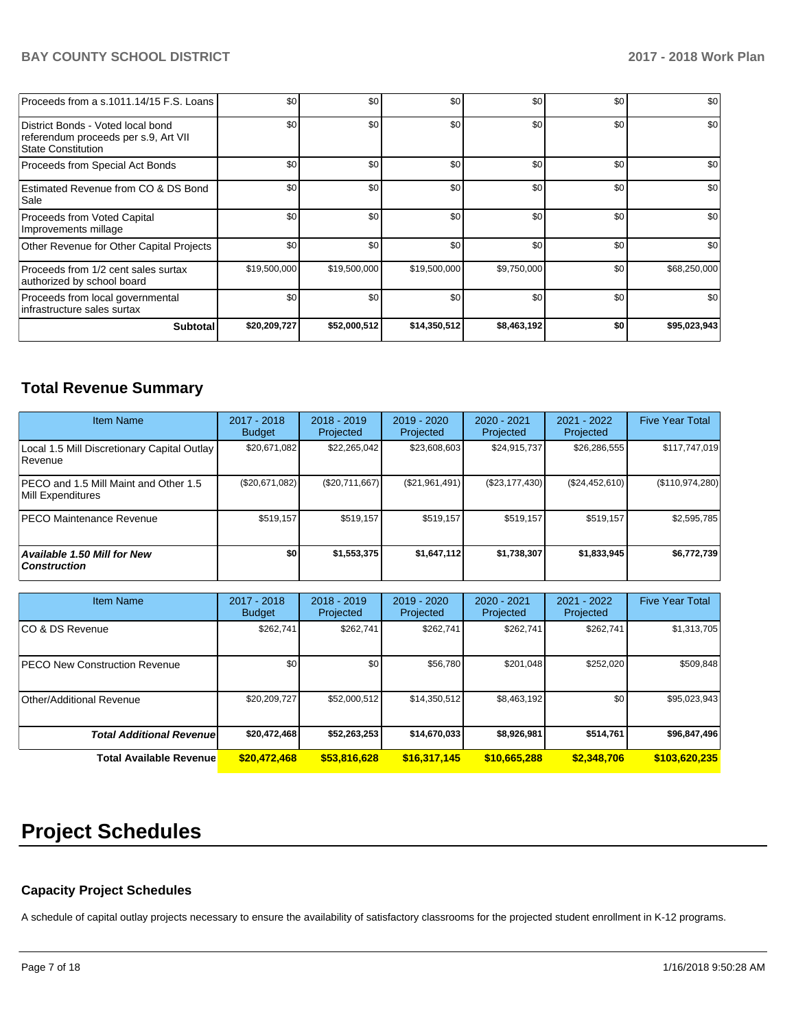| | | | | | | |
|---|---|---|---|---|---|---|
| Proceeds from a s.1011.14/15 F.S. Loans | $0 | $0 | $0 | $0 | $0 | $0 |
| District Bonds - Voted local bond referendum proceeds per s.9, Art VII State Constitution | $0 | $0 | $0 | $0 | $0 | $0 |
| Proceeds from Special Act Bonds | $0 | $0 | $0 | $0 | $0 | $0 |
| Estimated Revenue from CO & DS Bond Sale | $0 | $0 | $0 | $0 | $0 | $0 |
| Proceeds from Voted Capital Improvements millage | $0 | $0 | $0 | $0 | $0 | $0 |
| Other Revenue for Other Capital Projects | $0 | $0 | $0 | $0 | $0 | $0 |
| Proceeds from 1/2 cent sales surtax authorized by school board | $19,500,000 | $19,500,000 | $19,500,000 | $9,750,000 | $0 | $68,250,000 |
| Proceeds from local governmental infrastructure sales surtax | $0 | $0 | $0 | $0 | $0 | $0 |
| **Subtotal** | **$20,209,727** | **$52,000,512** | **$14,350,512** | **$8,463,192** | **$0** | **$95,023,943** |

## Total Revenue Summary

| Item Name | 2017 - 2018 Budget | 2018 - 2019 Projected | 2019 - 2020 Projected | 2020 - 2021 Projected | 2021 - 2022 Projected | Five Year Total |
|---|---|---|---|---|---|---|
| Local 1.5 Mill Discretionary Capital Outlay Revenue | $20,671,082 | $22,265,042 | $23,608,603 | $24,915,737 | $26,286,555 | $117,747,019 |
| PECO and 1.5 Mill Maint and Other 1.5 Mill Expenditures | ($20,671,082) | ($20,711,667) | ($21,961,491) | ($23,177,430) | ($24,452,610) | ($110,974,280) |
| PECO Maintenance Revenue | $519,157 | $519,157 | $519,157 | $519,157 | $519,157 | $2,595,785 |
| ***Available 1.50 Mill for New Construction*** | **$0** | **$1,553,375** | **$1,647,112** | **$1,738,307** | **$1,833,945** | **$6,772,739** |

| Item Name | 2017 - 2018 Budget | 2018 - 2019 Projected | 2019 - 2020 Projected | 2020 - 2021 Projected | 2021 - 2022 Projected | Five Year Total |
|---|---|---|---|---|---|---|
| CO & DS Revenue | $262,741 | $262,741 | $262,741 | $262,741 | $262,741 | $1,313,705 |
| PECO New Construction Revenue | $0 | $0 | $56,780 | $201,048 | $252,020 | $509,848 |
| Other/Additional Revenue | $20,209,727 | $52,000,512 | $14,350,512 | $8,463,192 | $0 | $95,023,943 |
| ***Total Additional Revenue*** | **$20,472,468** | **$52,263,253** | **$14,670,033** | **$8,926,981** | **$514,761** | **$96,847,496** |
| **Total Available Revenue** | **$20,472,468** | **$53,816,628** | **$16,317,145** | **$10,665,288** | **$2,348,706** | **$103,620,235** |

# Project Schedules

### Capacity Project Schedules

A schedule of capital outlay projects necessary to ensure the availability of satisfactory classrooms for the projected student enrollment in K-12 programs.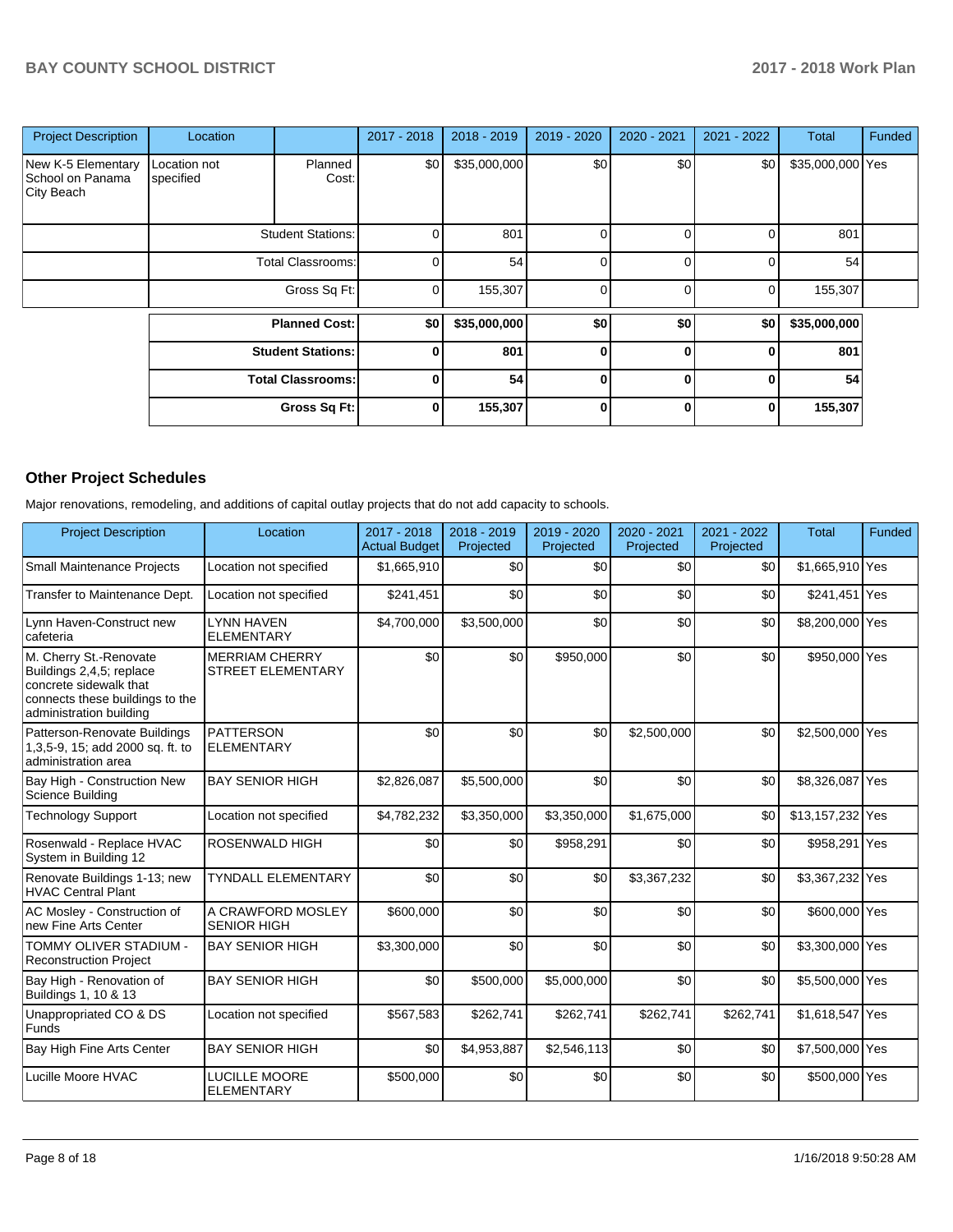| Project Description | Location | | 2017 - 2018 | 2018 - 2019 | 2019 - 2020 | 2020 - 2021 | 2021 - 2022 | Total | Funded |
|---|---|---|---|---|---|---|---|---|---|
| New K-5 Elementary School on Panama City Beach | Location not specified | Planned Cost: | $0 | $35,000,000 | $0 | $0 | $0 | $35,000,000 | Yes |
| | | Student Stations: | 0 | 801 | 0 | 0 | 0 | 801 | |
| | | Total Classrooms: | 0 | 54 | 0 | 0 | 0 | 54 | |
| | | Gross Sq Ft: | 0 | 155,307 | 0 | 0 | 0 | 155,307 | |
| | | **Planned Cost:** | **$0** | **$35,000,000** | **$0** | **$0** | **$0** | **$35,000,000** | |
| | | **Student Stations:** | **0** | **801** | **0** | **0** | **0** | **801** | |
| | | **Total Classrooms:** | **0** | **54** | **0** | **0** | **0** | **54** | |
| | | **Gross Sq Ft:** | **0** | **155,307** | **0** | **0** | **0** | **155,307** | |

## Other Project Schedules

Major renovations, remodeling, and additions of capital outlay projects that do not add capacity to schools.

| Project Description | Location | 2017 - 2018 Actual Budget | 2018 - 2019 Projected | 2019 - 2020 Projected | 2020 - 2021 Projected | 2021 - 2022 Projected | Total | Funded |
|---|---|---|---|---|---|---|---|---|
| Small Maintenance Projects | Location not specified | $1,665,910 | $0 | $0 | $0 | $0 | $1,665,910 | Yes |
| Transfer to Maintenance Dept. | Location not specified | $241,451 | $0 | $0 | $0 | $0 | $241,451 | Yes |
| Lynn Haven-Construct new cafeteria | LYNN HAVEN ELEMENTARY | $4,700,000 | $3,500,000 | $0 | $0 | $0 | $8,200,000 | Yes |
| M. Cherry St.-Renovate Buildings 2,4,5; replace concrete sidewalk that connects these buildings to the administration building | MERRIAM CHERRY STREET ELEMENTARY | $0 | $0 | $950,000 | $0 | $0 | $950,000 | Yes |
| Patterson-Renovate Buildings 1,3,5-9, 15; add 2000 sq. ft. to administration area | PATTERSON ELEMENTARY | $0 | $0 | $0 | $2,500,000 | $0 | $2,500,000 | Yes |
| Bay High - Construction New Science Building | BAY SENIOR HIGH | $2,826,087 | $5,500,000 | $0 | $0 | $0 | $8,326,087 | Yes |
| Technology Support | Location not specified | $4,782,232 | $3,350,000 | $3,350,000 | $1,675,000 | $0 | $13,157,232 | Yes |
| Rosenwald - Replace HVAC System in Building 12 | ROSENWALD HIGH | $0 | $0 | $958,291 | $0 | $0 | $958,291 | Yes |
| Renovate Buildings 1-13; new HVAC Central Plant | TYNDALL ELEMENTARY | $0 | $0 | $0 | $3,367,232 | $0 | $3,367,232 | Yes |
| AC Mosley - Construction of new Fine Arts Center | A CRAWFORD MOSLEY SENIOR HIGH | $600,000 | $0 | $0 | $0 | $0 | $600,000 | Yes |
| TOMMY OLIVER STADIUM - Reconstruction Project | BAY SENIOR HIGH | $3,300,000 | $0 | $0 | $0 | $0 | $3,300,000 | Yes |
| Bay High - Renovation of Buildings 1, 10 & 13 | BAY SENIOR HIGH | $0 | $500,000 | $5,000,000 | $0 | $0 | $5,500,000 | Yes |
| Unappropriated CO & DS Funds | Location not specified | $567,583 | $262,741 | $262,741 | $262,741 | $262,741 | $1,618,547 | Yes |
| Bay High Fine Arts Center | BAY SENIOR HIGH | $0 | $4,953,887 | $2,546,113 | $0 | $0 | $7,500,000 | Yes |
| Lucille Moore HVAC | LUCILLE MOORE ELEMENTARY | $500,000 | $0 | $0 | $0 | $0 | $500,000 | Yes |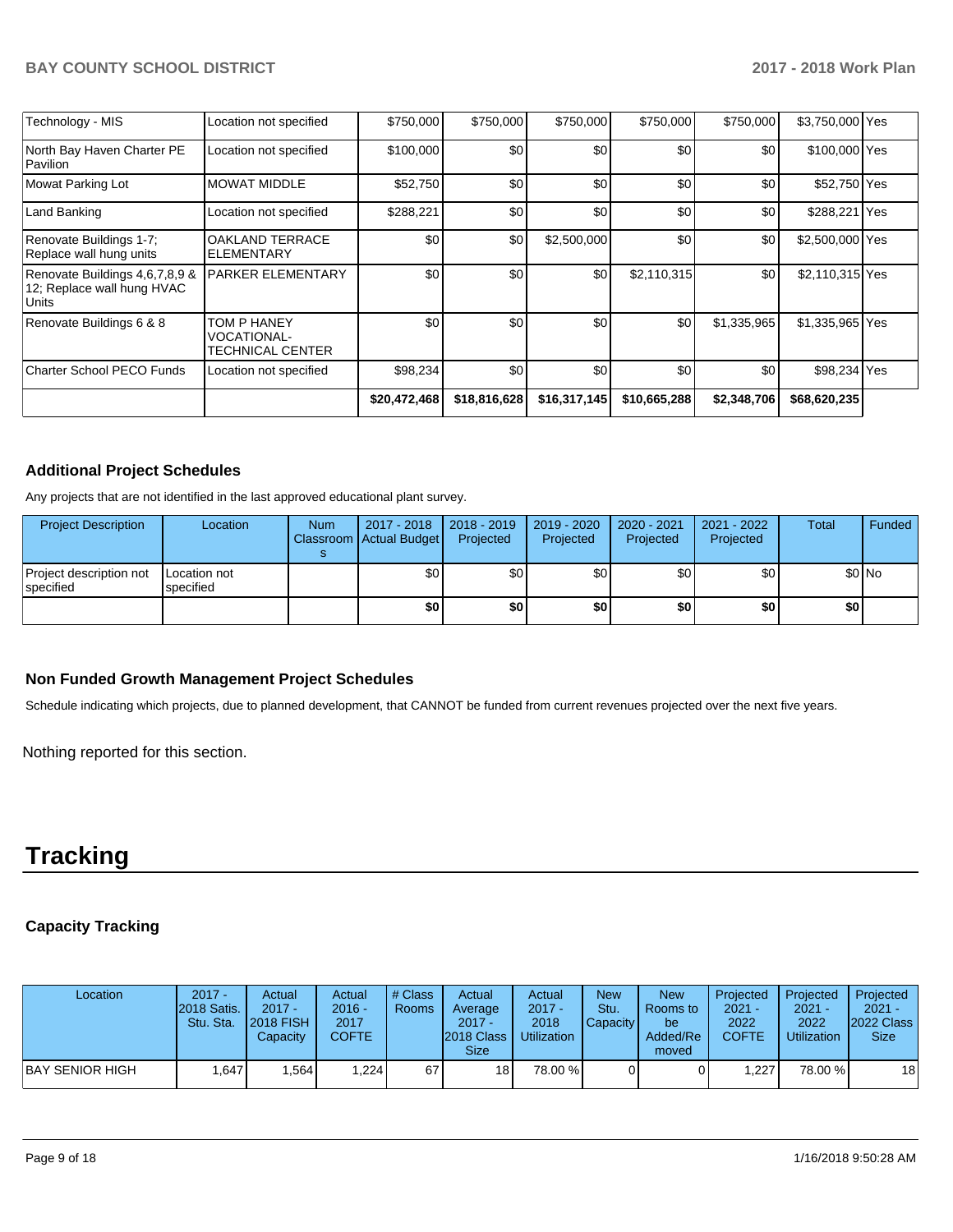| | | | | | | | | |
|---|---|---|---|---|---|---|---|---|
| Technology - MIS | Location not specified | $750,000 | $750,000 | $750,000 | $750,000 | $750,000 | $3,750,000 | Yes |
| North Bay Haven Charter PE Pavilion | Location not specified | $100,000 | $0 | $0 | $0 | $0 | $100,000 | Yes |
| Mowat Parking Lot | MOWAT MIDDLE | $52,750 | $0 | $0 | $0 | $0 | $52,750 | Yes |
| Land Banking | Location not specified | $288,221 | $0 | $0 | $0 | $0 | $288,221 | Yes |
| Renovate Buildings 1-7; Replace wall hung units | OAKLAND TERRACE ELEMENTARY | $0 | $0 | $2,500,000 | $0 | $0 | $2,500,000 | Yes |
| Renovate Buildings 4,6,7,8,9 & 12; Replace wall hung HVAC Units | PARKER ELEMENTARY | $0 | $0 | $0 | $2,110,315 | $0 | $2,110,315 | Yes |
| Renovate Buildings 6 & 8 | TOM P HANEY VOCATIONAL-TECHNICAL CENTER | $0 | $0 | $0 | $0 | $1,335,965 | $1,335,965 | Yes |
| Charter School PECO Funds | Location not specified | $98,234 | $0 | $0 | $0 | $0 | $98,234 | Yes |
| | | $20,472,468 | $18,816,628 | $16,317,145 | $10,665,288 | $2,348,706 | $68,620,235 | |

### Additional Project Schedules

Any projects that are not identified in the last approved educational plant survey.

| Project Description | Location | Num Classrooms | 2017 - 2018 Actual Budget | 2018 - 2019 Projected | 2019 - 2020 Projected | 2020 - 2021 Projected | 2021 - 2022 Projected | Total | Funded |
|---|---|---|---|---|---|---|---|---|---|
| Project description not specified | Location not specified | | $0 | $0 | $0 | $0 | $0 | $0 | No |
| | | | $0 | $0 | $0 | $0 | $0 | $0 | |

### Non Funded Growth Management Project Schedules

Schedule indicating which projects, due to planned development, that CANNOT be funded from current revenues projected over the next five years.

Nothing reported for this section.

# Tracking

### Capacity Tracking

| Location | 2017 - 2018 Satis. Stu. Sta. | Actual 2017 - 2018 FISH Capacity | Actual 2016 - 2017 COFTE | # Class Rooms | Actual Average 2017 - 2018 Class Size | Actual 2017 - 2018 Utilization | New Stu. Capacity | New Rooms to be Added/Removed | Projected 2021 - 2022 COFTE | Projected 2021 - 2022 Utilization | Projected 2021 - 2022 Class Size |
|---|---|---|---|---|---|---|---|---|---|---|---|
| BAY SENIOR HIGH | 1,647 | 1,564 | 1,224 | 67 | 18 | 78.00 % | 0 | 0 | 1,227 | 78.00 % | 18 |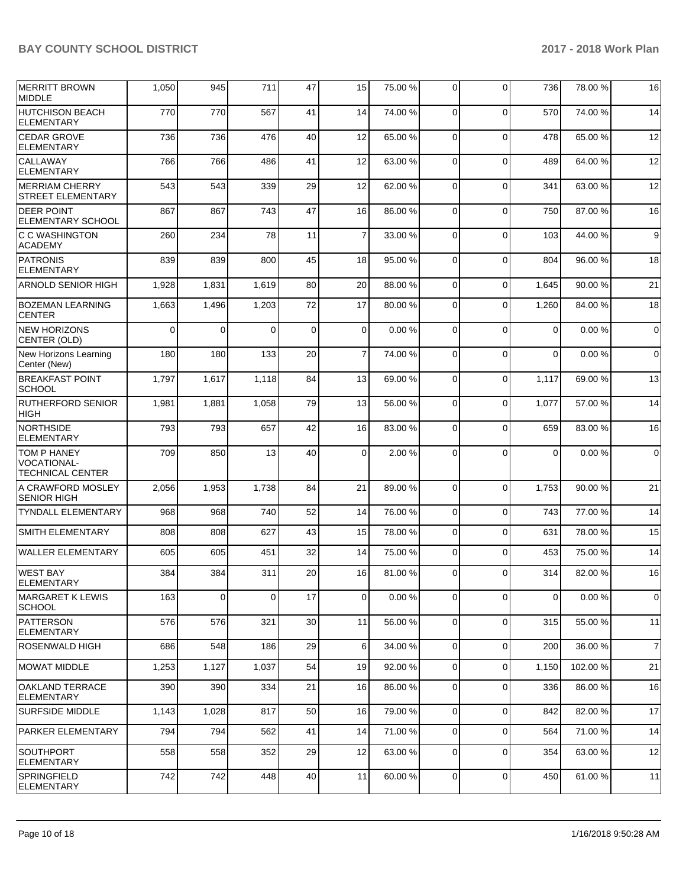| MERRITT BROWN MIDDLE | 1,050 | 945 | 711 | 47 | 15 | 75.00 % | 0 | 0 | 736 | 78.00 % | 16 |
|---|---|---|---|---|---|---|---|---|---|---|---|
| HUTCHISON BEACH ELEMENTARY | 770 | 770 | 567 | 41 | 14 | 74.00 % | 0 | 0 | 570 | 74.00 % | 14 |
| CEDAR GROVE ELEMENTARY | 736 | 736 | 476 | 40 | 12 | 65.00 % | 0 | 0 | 478 | 65.00 % | 12 |
| CALLAWAY ELEMENTARY | 766 | 766 | 486 | 41 | 12 | 63.00 % | 0 | 0 | 489 | 64.00 % | 12 |
| MERRIAM CHERRY STREET ELEMENTARY | 543 | 543 | 339 | 29 | 12 | 62.00 % | 0 | 0 | 341 | 63.00 % | 12 |
| DEER POINT ELEMENTARY SCHOOL | 867 | 867 | 743 | 47 | 16 | 86.00 % | 0 | 0 | 750 | 87.00 % | 16 |
| C C WASHINGTON ACADEMY | 260 | 234 | 78 | 11 | 7 | 33.00 % | 0 | 0 | 103 | 44.00 % | 9 |
| PATRONIS ELEMENTARY | 839 | 839 | 800 | 45 | 18 | 95.00 % | 0 | 0 | 804 | 96.00 % | 18 |
| ARNOLD SENIOR HIGH | 1,928 | 1,831 | 1,619 | 80 | 20 | 88.00 % | 0 | 0 | 1,645 | 90.00 % | 21 |
| BOZEMAN LEARNING CENTER | 1,663 | 1,496 | 1,203 | 72 | 17 | 80.00 % | 0 | 0 | 1,260 | 84.00 % | 18 |
| NEW HORIZONS CENTER (OLD) | 0 | 0 | 0 | 0 | 0 | 0.00 % | 0 | 0 | 0 | 0.00 % | 0 |
| New Horizons Learning Center (New) | 180 | 180 | 133 | 20 | 7 | 74.00 % | 0 | 0 | 0 | 0.00 % | 0 |
| BREAKFAST POINT SCHOOL | 1,797 | 1,617 | 1,118 | 84 | 13 | 69.00 % | 0 | 0 | 1,117 | 69.00 % | 13 |
| RUTHERFORD SENIOR HIGH | 1,981 | 1,881 | 1,058 | 79 | 13 | 56.00 % | 0 | 0 | 1,077 | 57.00 % | 14 |
| NORTHSIDE ELEMENTARY | 793 | 793 | 657 | 42 | 16 | 83.00 % | 0 | 0 | 659 | 83.00 % | 16 |
| TOM P HANEY VOCATIONAL-TECHNICAL CENTER | 709 | 850 | 13 | 40 | 0 | 2.00 % | 0 | 0 | 0 | 0.00 % | 0 |
| A CRAWFORD MOSLEY SENIOR HIGH | 2,056 | 1,953 | 1,738 | 84 | 21 | 89.00 % | 0 | 0 | 1,753 | 90.00 % | 21 |
| TYNDALL ELEMENTARY | 968 | 968 | 740 | 52 | 14 | 76.00 % | 0 | 0 | 743 | 77.00 % | 14 |
| SMITH ELEMENTARY | 808 | 808 | 627 | 43 | 15 | 78.00 % | 0 | 0 | 631 | 78.00 % | 15 |
| WALLER ELEMENTARY | 605 | 605 | 451 | 32 | 14 | 75.00 % | 0 | 0 | 453 | 75.00 % | 14 |
| WEST BAY ELEMENTARY | 384 | 384 | 311 | 20 | 16 | 81.00 % | 0 | 0 | 314 | 82.00 % | 16 |
| MARGARET K LEWIS SCHOOL | 163 | 0 | 0 | 17 | 0 | 0.00 % | 0 | 0 | 0 | 0.00 % | 0 |
| PATTERSON ELEMENTARY | 576 | 576 | 321 | 30 | 11 | 56.00 % | 0 | 0 | 315 | 55.00 % | 11 |
| ROSENWALD HIGH | 686 | 548 | 186 | 29 | 6 | 34.00 % | 0 | 0 | 200 | 36.00 % | 7 |
| MOWAT MIDDLE | 1,253 | 1,127 | 1,037 | 54 | 19 | 92.00 % | 0 | 0 | 1,150 | 102.00 % | 21 |
| OAKLAND TERRACE ELEMENTARY | 390 | 390 | 334 | 21 | 16 | 86.00 % | 0 | 0 | 336 | 86.00 % | 16 |
| SURFSIDE MIDDLE | 1,143 | 1,028 | 817 | 50 | 16 | 79.00 % | 0 | 0 | 842 | 82.00 % | 17 |
| PARKER ELEMENTARY | 794 | 794 | 562 | 41 | 14 | 71.00 % | 0 | 0 | 564 | 71.00 % | 14 |
| SOUTHPORT ELEMENTARY | 558 | 558 | 352 | 29 | 12 | 63.00 % | 0 | 0 | 354 | 63.00 % | 12 |
| SPRINGFIELD ELEMENTARY | 742 | 742 | 448 | 40 | 11 | 60.00 % | 0 | 0 | 450 | 61.00 % | 11 |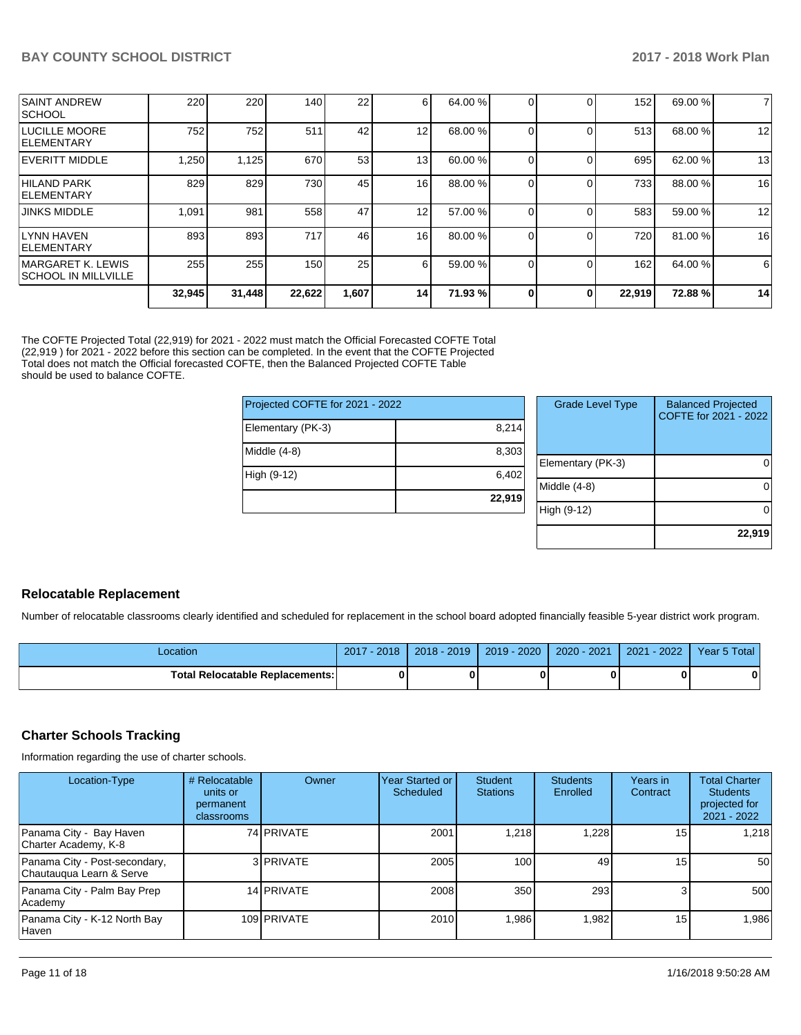| | | | | | | | | | | | |
|---|---|---|---|---|---|---|---|---|---|---|---|
| SAINT ANDREW SCHOOL | 220 | 220 | 140 | 22 | 6 | 64.00 % | 0 | 0 | 152 | 69.00 % | 7 |
| LUCILLE MOORE ELEMENTARY | 752 | 752 | 511 | 42 | 12 | 68.00 % | 0 | 0 | 513 | 68.00 % | 12 |
| EVERITT MIDDLE | 1,250 | 1,125 | 670 | 53 | 13 | 60.00 % | 0 | 0 | 695 | 62.00 % | 13 |
| HILAND PARK ELEMENTARY | 829 | 829 | 730 | 45 | 16 | 88.00 % | 0 | 0 | 733 | 88.00 % | 16 |
| JINKS MIDDLE | 1,091 | 981 | 558 | 47 | 12 | 57.00 % | 0 | 0 | 583 | 59.00 % | 12 |
| LYNN HAVEN ELEMENTARY | 893 | 893 | 717 | 46 | 16 | 80.00 % | 0 | 0 | 720 | 81.00 % | 16 |
| MARGARET K. LEWIS SCHOOL IN MILLVILLE | 255 | 255 | 150 | 25 | 6 | 59.00 % | 0 | 0 | 162 | 64.00 % | 6 |
| | **32,945** | **31,448** | **22,622** | **1,607** | **14** | **71.93 %** | **0** | **0** | **22,919** | **72.88 %** | **14** |

The COFTE Projected Total (22,919) for 2021 - 2022 must match the Official Forecasted COFTE Total (22,919 ) for 2021 - 2022 before this section can be completed. In the event that the COFTE Projected Total does not match the Official forecasted COFTE, then the Balanced Projected COFTE Table should be used to balance COFTE.

| Projected COFTE for 2021 - 2022 | |
|---|---|
| Elementary (PK-3) | 8,214 |
| Middle (4-8) | 8,303 |
| High (9-12) | 6,402 |
| | **22,919** |

| Grade Level Type | Balanced Projected COFTE for 2021 - 2022 |
|---|---|
| Elementary (PK-3) | 0 |
| Middle (4-8) | 0 |
| High (9-12) | 0 |
| | **22,919** |

## Relocatable Replacement

Number of relocatable classrooms clearly identified and scheduled for replacement in the school board adopted financially feasible 5-year district work program.

| Location | 2017 - 2018 | 2018 - 2019 | 2019 - 2020 | 2020 - 2021 | 2021 - 2022 | Year 5 Total |
|---|---|---|---|---|---|---|
| **Total Relocatable Replacements:** | **0** | **0** | **0** | **0** | **0** | **0** |

## Charter Schools Tracking

Information regarding the use of charter schools.

| Location-Type | # Relocatable units or permanent classrooms | Owner | Year Started or Scheduled | Student Stations | Students Enrolled | Years in Contract | Total Charter Students projected for 2021 - 2022 |
|---|---|---|---|---|---|---|---|
| Panama City - Bay Haven Charter Academy, K-8 | 74 | PRIVATE | 2001 | 1,218 | 1,228 | 15 | 1,218 |
| Panama City - Post-secondary, Chautauqua Learn & Serve | 3 | PRIVATE | 2005 | 100 | 49 | 15 | 50 |
| Panama City - Palm Bay Prep Academy | 14 | PRIVATE | 2008 | 350 | 293 | 3 | 500 |
| Panama City - K-12 North Bay Haven | 109 | PRIVATE | 2010 | 1,986 | 1,982 | 15 | 1,986 |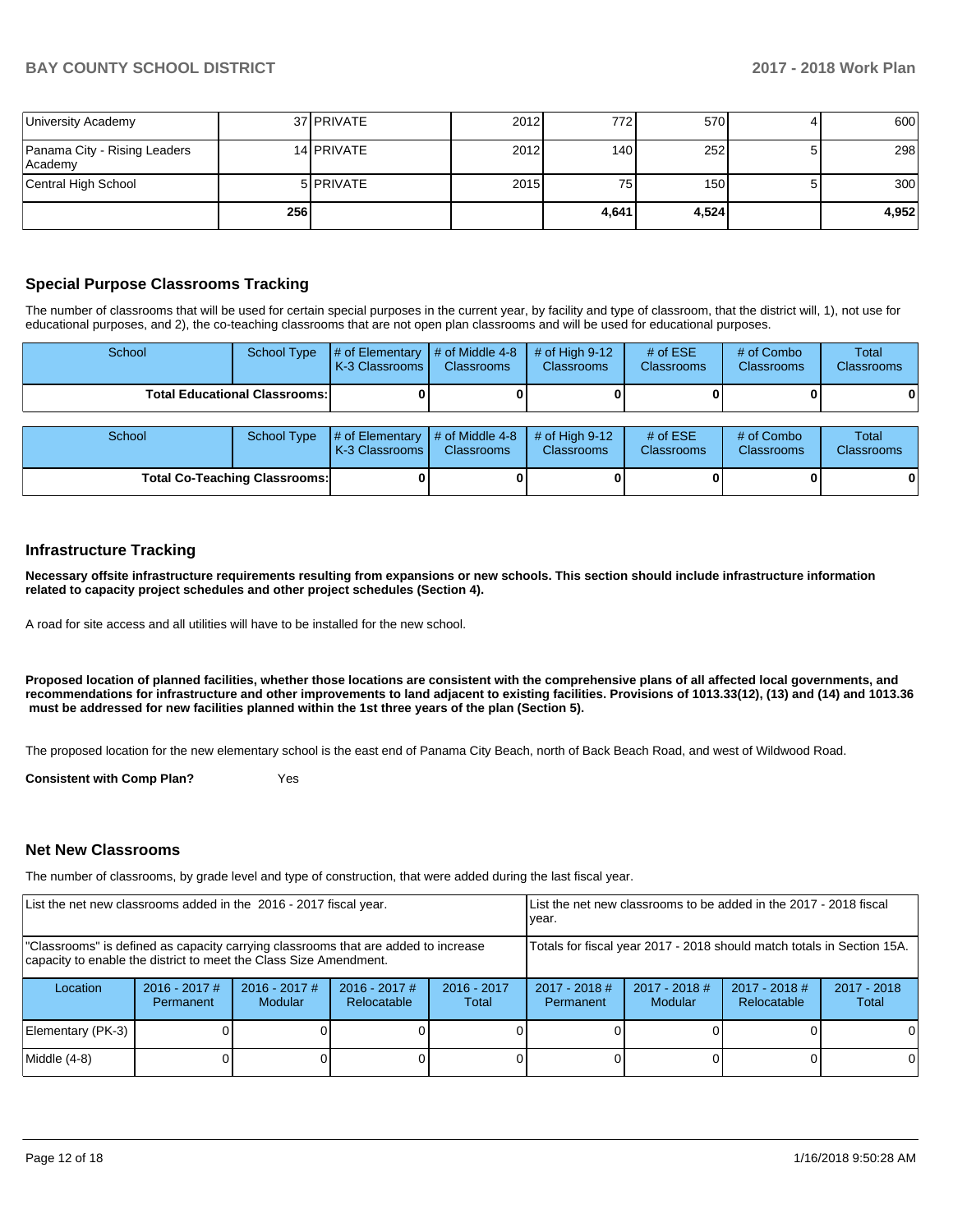| University Academy | 37 | PRIVATE | 2012 | 772 | 570 | 4 | 600 |
|---|---|---|---|---|---|---|---|
| Panama City - Rising Leaders Academy | 14 | PRIVATE | 2012 | 140 | 252 | 5 | 298 |
| Central High School | 5 | PRIVATE | 2015 | 75 | 150 | 5 | 300 |
| | 256 | | | 4,641 | 4,524 | | 4,952 |

## Special Purpose Classrooms Tracking

The number of classrooms that will be used for certain special purposes in the current year, by facility and type of classroom, that the district will, 1), not use for educational purposes, and 2), the co-teaching classrooms that are not open plan classrooms and will be used for educational purposes.

| School | School Type | # of Elementary K-3 Classrooms | # of Middle 4-8 Classrooms | # of High 9-12 Classrooms | # of ESE Classrooms | # of Combo Classrooms | Total Classrooms |
|---|---|---|---|---|---|---|---|
| Total Educational Classrooms: | | 0 | 0 | 0 | 0 | 0 | 0 |

| School | School Type | # of Elementary K-3 Classrooms | # of Middle 4-8 Classrooms | # of High 9-12 Classrooms | # of ESE Classrooms | # of Combo Classrooms | Total Classrooms |
|---|---|---|---|---|---|---|---|
| Total Co-Teaching Classrooms: | | 0 | 0 | 0 | 0 | 0 | 0 |

## Infrastructure Tracking

**Necessary offsite infrastructure requirements resulting from expansions or new schools. This section should include infrastructure information related to capacity project schedules and other project schedules (Section 4).**

A road for site access and all utilities will have to be installed for the new school.

**Proposed location of planned facilities, whether those locations are consistent with the comprehensive plans of all affected local governments, and recommendations for infrastructure and other improvements to land adjacent to existing facilities. Provisions of 1013.33(12), (13) and (14) and 1013.36 must be addressed for new facilities planned within the 1st three years of the plan (Section 5).**

The proposed location for the new elementary school is the east end of Panama City Beach, north of Back Beach Road, and west of Wildwood Road.

**Consistent with Comp Plan?** Yes

## Net New Classrooms

The number of classrooms, by grade level and type of construction, that were added during the last fiscal year.

| List the net new classrooms added in the 2016 - 2017 fiscal year. | | | | | List the net new classrooms to be added in the 2017 - 2018 fiscal year. | | | |
|---|---|---|---|---|---|---|---|---|
| "Classrooms" is defined as capacity carrying classrooms that are added to increase capacity to enable the district to meet the Class Size Amendment. | | | | | Totals for fiscal year 2017 - 2018 should match totals in Section 15A. | | | |
| Location | 2016 - 2017 # Permanent | 2016 - 2017 # Modular | 2016 - 2017 # Relocatable | 2016 - 2017 Total | 2017 - 2018 # Permanent | 2017 - 2018 # Modular | 2017 - 2018 # Relocatable | 2017 - 2018 Total |
| Elementary (PK-3) | 0 | 0 | 0 | 0 | 0 | 0 | 0 | 0 |
| Middle (4-8) | 0 | 0 | 0 | 0 | 0 | 0 | 0 | 0 |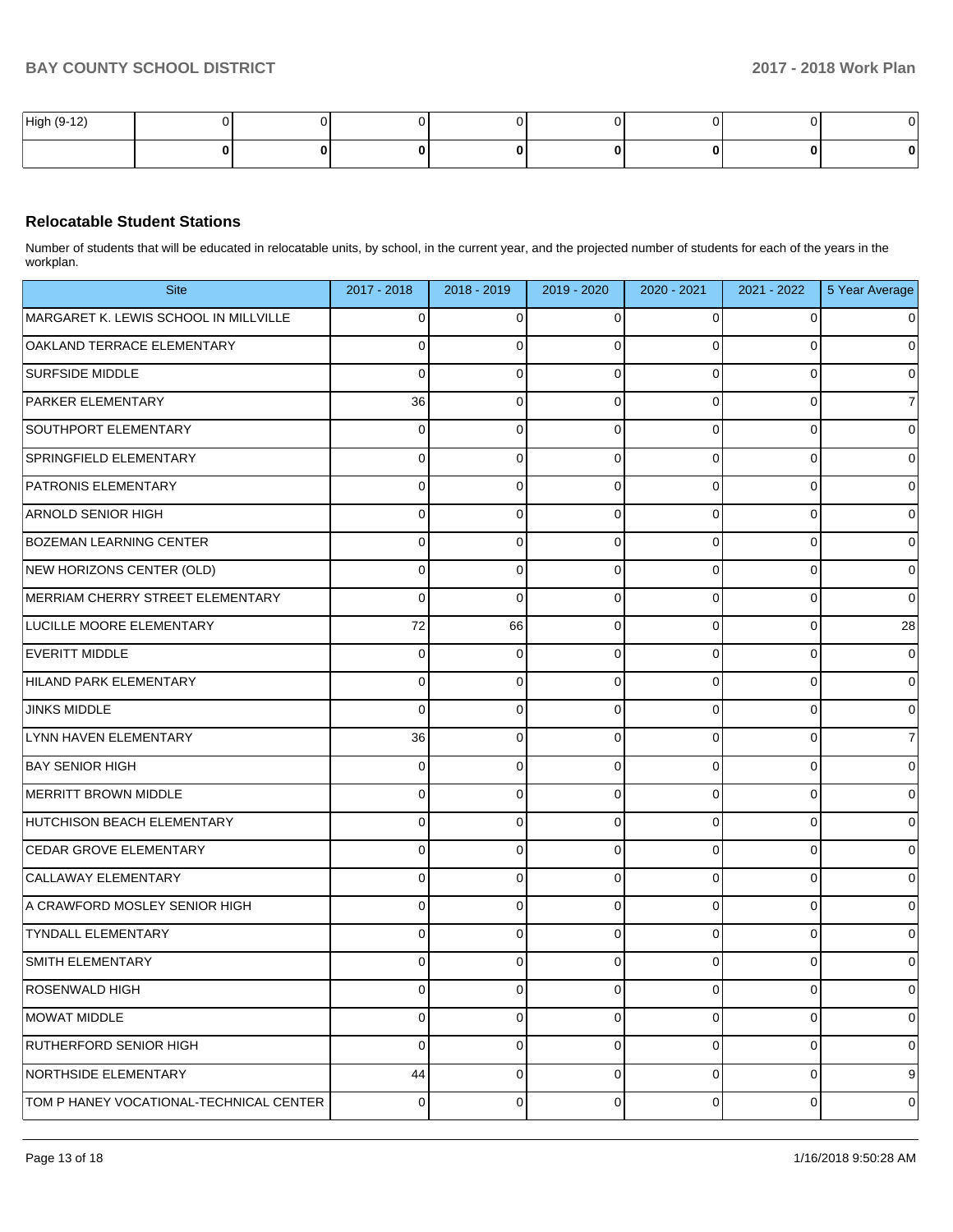| High (9-12) | 0 | 0 | 0 | 0 | 0 | 0 | 0 | 0 |
|---|---|---|---|---|---|---|---|---|
| | **0** | **0** | **0** | **0** | **0** | **0** | **0** | **0** |

### Relocatable Student Stations

Number of students that will be educated in relocatable units, by school, in the current year, and the projected number of students for each of the years in the workplan.

| Site | 2017 - 2018 | 2018 - 2019 | 2019 - 2020 | 2020 - 2021 | 2021 - 2022 | 5 Year Average |
|---|---|---|---|---|---|---|
| MARGARET K. LEWIS SCHOOL IN MILLVILLE | 0 | 0 | 0 | 0 | 0 | 0 |
| OAKLAND TERRACE ELEMENTARY | 0 | 0 | 0 | 0 | 0 | 0 |
| SURFSIDE MIDDLE | 0 | 0 | 0 | 0 | 0 | 0 |
| PARKER ELEMENTARY | 36 | 0 | 0 | 0 | 0 | 7 |
| SOUTHPORT ELEMENTARY | 0 | 0 | 0 | 0 | 0 | 0 |
| SPRINGFIELD ELEMENTARY | 0 | 0 | 0 | 0 | 0 | 0 |
| PATRONIS ELEMENTARY | 0 | 0 | 0 | 0 | 0 | 0 |
| ARNOLD SENIOR HIGH | 0 | 0 | 0 | 0 | 0 | 0 |
| BOZEMAN LEARNING CENTER | 0 | 0 | 0 | 0 | 0 | 0 |
| NEW HORIZONS CENTER (OLD) | 0 | 0 | 0 | 0 | 0 | 0 |
| MERRIAM CHERRY STREET ELEMENTARY | 0 | 0 | 0 | 0 | 0 | 0 |
| LUCILLE MOORE ELEMENTARY | 72 | 66 | 0 | 0 | 0 | 28 |
| EVERITT MIDDLE | 0 | 0 | 0 | 0 | 0 | 0 |
| HILAND PARK ELEMENTARY | 0 | 0 | 0 | 0 | 0 | 0 |
| JINKS MIDDLE | 0 | 0 | 0 | 0 | 0 | 0 |
| LYNN HAVEN ELEMENTARY | 36 | 0 | 0 | 0 | 0 | 7 |
| BAY SENIOR HIGH | 0 | 0 | 0 | 0 | 0 | 0 |
| MERRITT BROWN MIDDLE | 0 | 0 | 0 | 0 | 0 | 0 |
| HUTCHISON BEACH ELEMENTARY | 0 | 0 | 0 | 0 | 0 | 0 |
| CEDAR GROVE ELEMENTARY | 0 | 0 | 0 | 0 | 0 | 0 |
| CALLAWAY ELEMENTARY | 0 | 0 | 0 | 0 | 0 | 0 |
| A CRAWFORD MOSLEY SENIOR HIGH | 0 | 0 | 0 | 0 | 0 | 0 |
| TYNDALL ELEMENTARY | 0 | 0 | 0 | 0 | 0 | 0 |
| SMITH ELEMENTARY | 0 | 0 | 0 | 0 | 0 | 0 |
| ROSENWALD HIGH | 0 | 0 | 0 | 0 | 0 | 0 |
| MOWAT MIDDLE | 0 | 0 | 0 | 0 | 0 | 0 |
| RUTHERFORD SENIOR HIGH | 0 | 0 | 0 | 0 | 0 | 0 |
| NORTHSIDE ELEMENTARY | 44 | 0 | 0 | 0 | 0 | 9 |
| TOM P HANEY VOCATIONAL-TECHNICAL CENTER | 0 | 0 | 0 | 0 | 0 | 0 |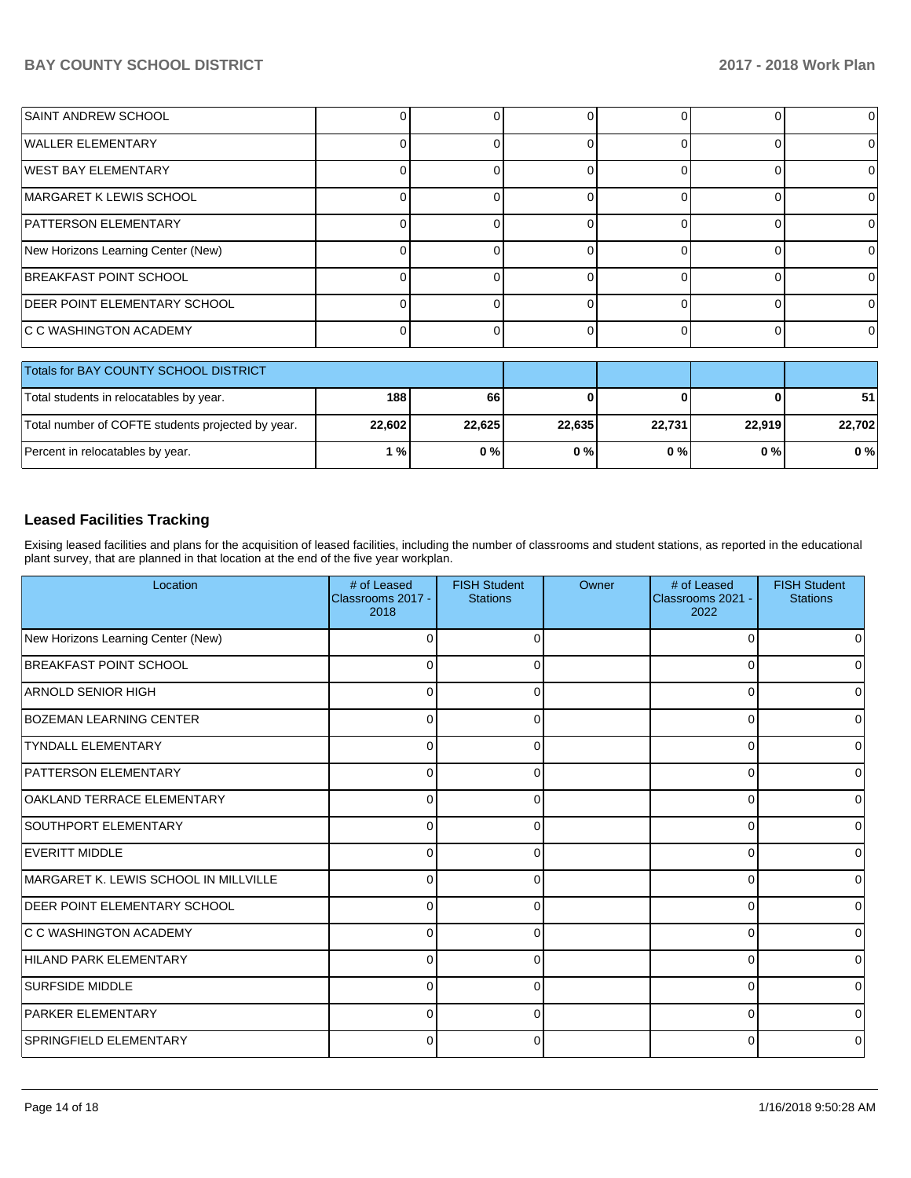| | | | | | | |
|---|---|---|---|---|---|---|
| SAINT ANDREW SCHOOL | 0 | 0 | 0 | 0 | 0 | 0 |
| WALLER ELEMENTARY | 0 | 0 | 0 | 0 | 0 | 0 |
| WEST BAY ELEMENTARY | 0 | 0 | 0 | 0 | 0 | 0 |
| MARGARET K LEWIS SCHOOL | 0 | 0 | 0 | 0 | 0 | 0 |
| PATTERSON ELEMENTARY | 0 | 0 | 0 | 0 | 0 | 0 |
| New Horizons Learning Center (New) | 0 | 0 | 0 | 0 | 0 | 0 |
| BREAKFAST POINT SCHOOL | 0 | 0 | 0 | 0 | 0 | 0 |
| DEER POINT ELEMENTARY SCHOOL | 0 | 0 | 0 | 0 | 0 | 0 |
| C C WASHINGTON ACADEMY | 0 | 0 | 0 | 0 | 0 | 0 |

| Totals for BAY COUNTY SCHOOL DISTRICT | | | | | | |
|---|---|---|---|---|---|---|
| Total students in relocatables by year. | **188** | **66** | **0** | **0** | **0** | **51** |
| Total number of COFTE students projected by year. | **22,602** | **22,625** | **22,635** | **22,731** | **22,919** | **22,702** |
| Percent in relocatables by year. | **1 %** | **0 %** | **0 %** | **0 %** | **0 %** | **0 %** |

## Leased Facilities Tracking

Exising leased facilities and plans for the acquisition of leased facilities, including the number of classrooms and student stations, as reported in the educational plant survey, that are planned in that location at the end of the five year workplan.

| Location | # of Leased Classrooms 2017 - 2018 | FISH Student Stations | Owner | # of Leased Classrooms 2021 - 2022 | FISH Student Stations |
|---|---|---|---|---|---|
| New Horizons Learning Center (New) | 0 | 0 | | 0 | 0 |
| BREAKFAST POINT SCHOOL | 0 | 0 | | 0 | 0 |
| ARNOLD SENIOR HIGH | 0 | 0 | | 0 | 0 |
| BOZEMAN LEARNING CENTER | 0 | 0 | | 0 | 0 |
| TYNDALL ELEMENTARY | 0 | 0 | | 0 | 0 |
| PATTERSON ELEMENTARY | 0 | 0 | | 0 | 0 |
| OAKLAND TERRACE ELEMENTARY | 0 | 0 | | 0 | 0 |
| SOUTHPORT ELEMENTARY | 0 | 0 | | 0 | 0 |
| EVERITT MIDDLE | 0 | 0 | | 0 | 0 |
| MARGARET K. LEWIS SCHOOL IN MILLVILLE | 0 | 0 | | 0 | 0 |
| DEER POINT ELEMENTARY SCHOOL | 0 | 0 | | 0 | 0 |
| C C WASHINGTON ACADEMY | 0 | 0 | | 0 | 0 |
| HILAND PARK ELEMENTARY | 0 | 0 | | 0 | 0 |
| SURFSIDE MIDDLE | 0 | 0 | | 0 | 0 |
| PARKER ELEMENTARY | 0 | 0 | | 0 | 0 |
| SPRINGFIELD ELEMENTARY | 0 | 0 | | 0 | 0 |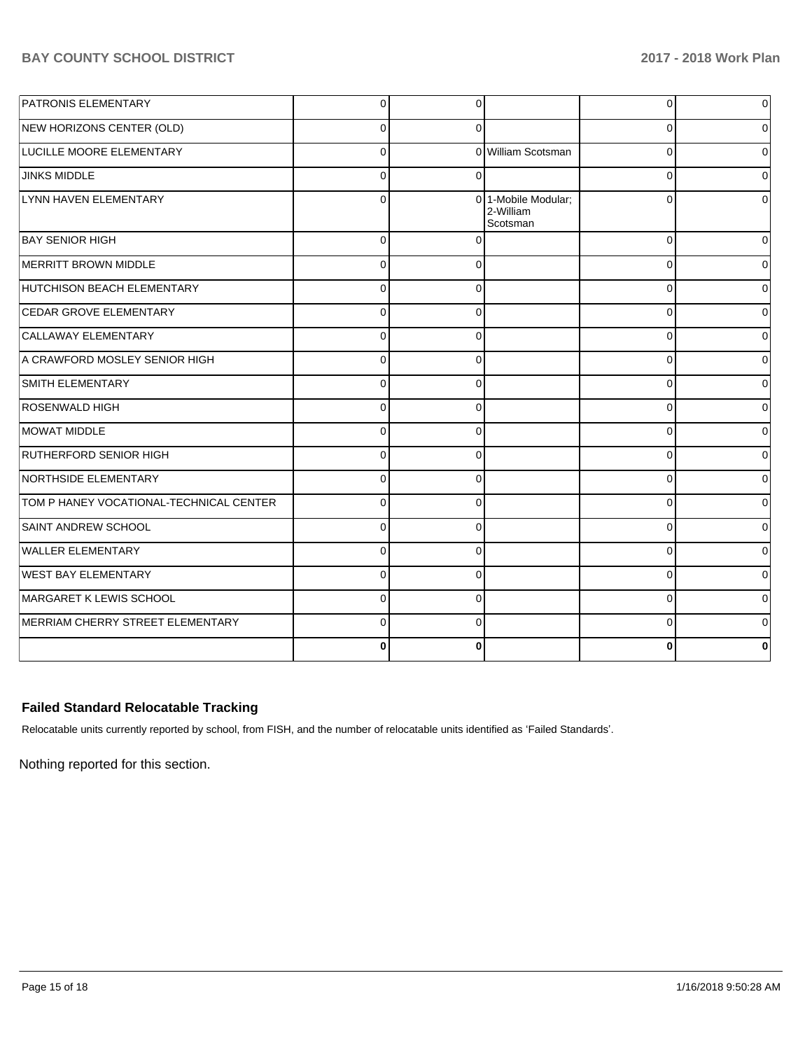| | | | | | |
|---|---|---|---|---|---|
| PATRONIS ELEMENTARY | 0 | 0 | | 0 | 0 |
| NEW HORIZONS CENTER (OLD) | 0 | 0 | | 0 | 0 |
| LUCILLE MOORE ELEMENTARY | 0 | 0 | William Scotsman | 0 | 0 |
| JINKS MIDDLE | 0 | 0 | | 0 | 0 |
| LYNN HAVEN ELEMENTARY | 0 | 0 | 1-Mobile Modular; 2-William Scotsman | 0 | 0 |
| BAY SENIOR HIGH | 0 | 0 | | 0 | 0 |
| MERRITT BROWN MIDDLE | 0 | 0 | | 0 | 0 |
| HUTCHISON BEACH ELEMENTARY | 0 | 0 | | 0 | 0 |
| CEDAR GROVE ELEMENTARY | 0 | 0 | | 0 | 0 |
| CALLAWAY ELEMENTARY | 0 | 0 | | 0 | 0 |
| A CRAWFORD MOSLEY SENIOR HIGH | 0 | 0 | | 0 | 0 |
| SMITH ELEMENTARY | 0 | 0 | | 0 | 0 |
| ROSENWALD HIGH | 0 | 0 | | 0 | 0 |
| MOWAT MIDDLE | 0 | 0 | | 0 | 0 |
| RUTHERFORD SENIOR HIGH | 0 | 0 | | 0 | 0 |
| NORTHSIDE ELEMENTARY | 0 | 0 | | 0 | 0 |
| TOM P HANEY VOCATIONAL-TECHNICAL CENTER | 0 | 0 | | 0 | 0 |
| SAINT ANDREW SCHOOL | 0 | 0 | | 0 | 0 |
| WALLER ELEMENTARY | 0 | 0 | | 0 | 0 |
| WEST BAY ELEMENTARY | 0 | 0 | | 0 | 0 |
| MARGARET K LEWIS SCHOOL | 0 | 0 | | 0 | 0 |
| MERRIAM CHERRY STREET ELEMENTARY | 0 | 0 | | 0 | 0 |
| | **0** | **0** | | **0** | **0** |

### Failed Standard Relocatable Tracking

Relocatable units currently reported by school, from FISH, and the number of relocatable units identified as 'Failed Standards'.

Nothing reported for this section.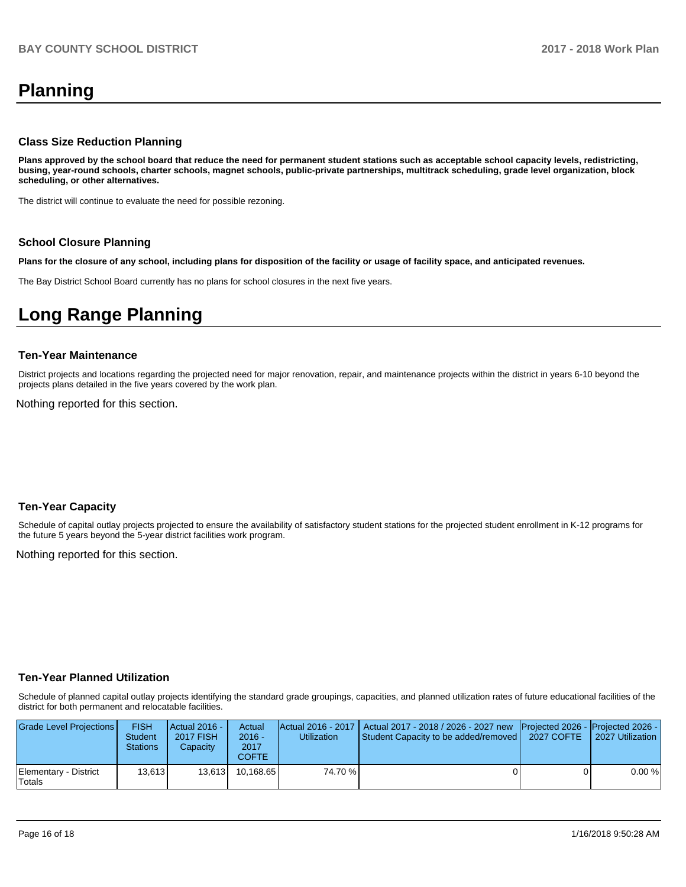# Planning

### Class Size Reduction Planning

**Plans approved by the school board that reduce the need for permanent student stations such as acceptable school capacity levels, redistricting, busing, year-round schools, charter schools, magnet schools, public-private partnerships, multitrack scheduling, grade level organization, block scheduling, or other alternatives.**

The district will continue to evaluate the need for possible rezoning.

### School Closure Planning

**Plans for the closure of any school, including plans for disposition of the facility or usage of facility space, and anticipated revenues.**

The Bay District School Board currently has no plans for school closures in the next five years.

# Long Range Planning

### Ten-Year Maintenance

District projects and locations regarding the projected need for major renovation, repair, and maintenance projects within the district in years 6-10 beyond the projects plans detailed in the five years covered by the work plan.

Nothing reported for this section.

### Ten-Year Capacity

Schedule of capital outlay projects projected to ensure the availability of satisfactory student stations for the projected student enrollment in K-12 programs for the future 5 years beyond the 5-year district facilities work program.

Nothing reported for this section.

### Ten-Year Planned Utilization

Schedule of planned capital outlay projects identifying the standard grade groupings, capacities, and planned utilization rates of future educational facilities of the district for both permanent and relocatable facilities.

| Grade Level Projections | FISH Student Stations | Actual 2016 - 2017 FISH Capacity | Actual 2016 - 2017 COFTE | Actual 2016 - 2017 Utilization | Actual 2017 - 2018 / 2026 - 2027 new Student Capacity to be added/removed | Projected 2026 - 2027 COFTE | Projected 2026 - 2027 Utilization |
|---|---|---|---|---|---|---|---|
| Elementary - District Totals | 13,613 | 13,613 | 10,168.65 | 74.70 % | 0 | 0 | 0.00 % |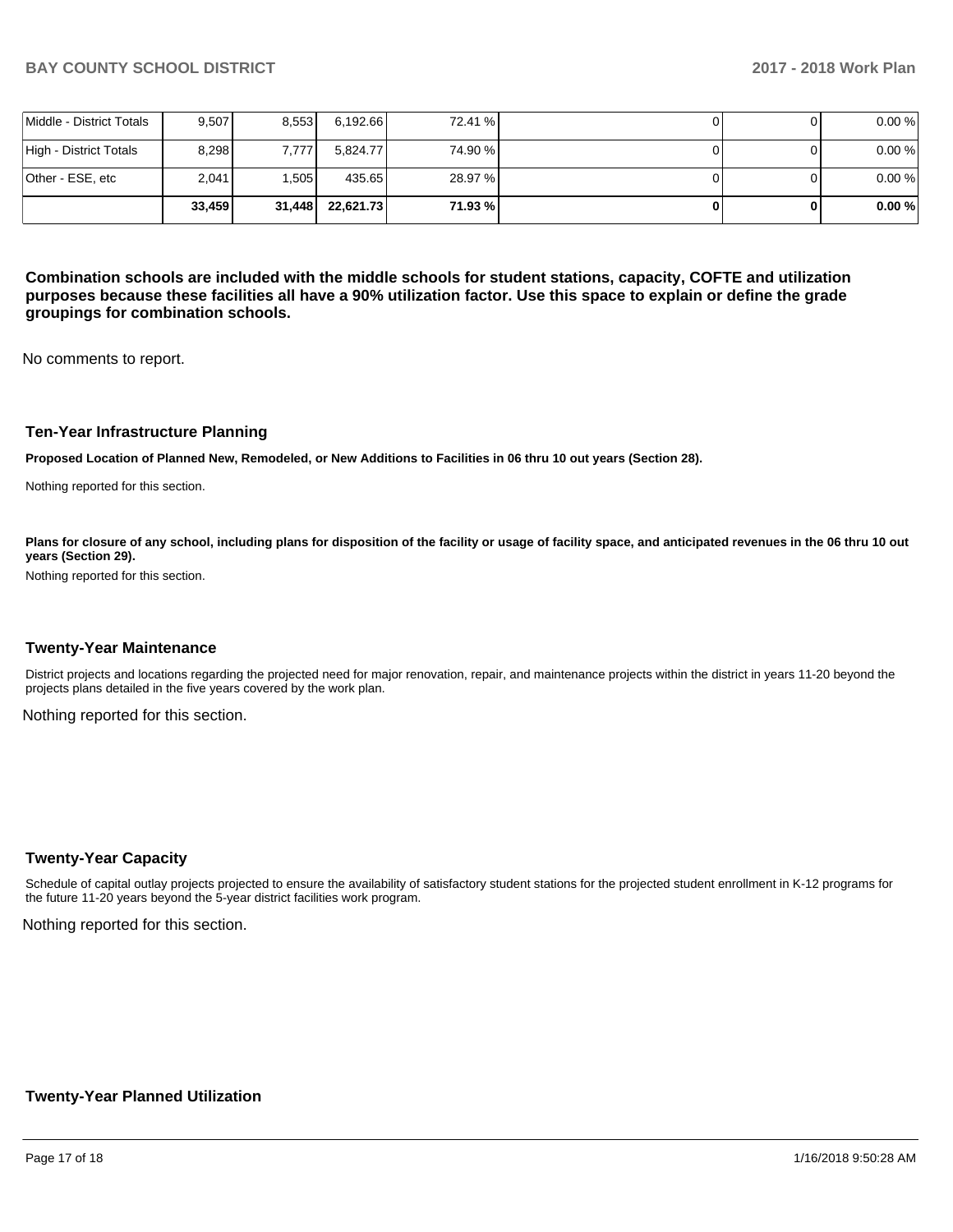| | | | | | | | |
|---|---|---|---|---|---|---|---|
| Middle - District Totals | 9,507 | 8,553 | 6,192.66 | 72.41 % | 0 | 0 | 0.00 % |
| High - District Totals | 8,298 | 7,777 | 5,824.77 | 74.90 % | 0 | 0 | 0.00 % |
| Other - ESE, etc | 2,041 | 1,505 | 435.65 | 28.97 % | 0 | 0 | 0.00 % |
| | **33,459** | **31,448** | **22,621.73** | **71.93 %** | **0** | **0** | **0.00 %** |

**Combination schools are included with the middle schools for student stations, capacity, COFTE and utilization purposes because these facilities all have a 90% utilization factor. Use this space to explain or define the grade groupings for combination schools.**

No comments to report.

### Ten-Year Infrastructure Planning

**Proposed Location of Planned New, Remodeled, or New Additions to Facilities in 06 thru 10 out years (Section 28).**

Nothing reported for this section.

**Plans for closure of any school, including plans for disposition of the facility or usage of facility space, and anticipated revenues in the 06 thru 10 out years (Section 29).**

Nothing reported for this section.

### Twenty-Year Maintenance

District projects and locations regarding the projected need for major renovation, repair, and maintenance projects within the district in years 11-20 beyond the projects plans detailed in the five years covered by the work plan.

Nothing reported for this section.

### Twenty-Year Capacity

Schedule of capital outlay projects projected to ensure the availability of satisfactory student stations for the projected student enrollment in K-12 programs for the future 11-20 years beyond the 5-year district facilities work program.

Nothing reported for this section.

### Twenty-Year Planned Utilization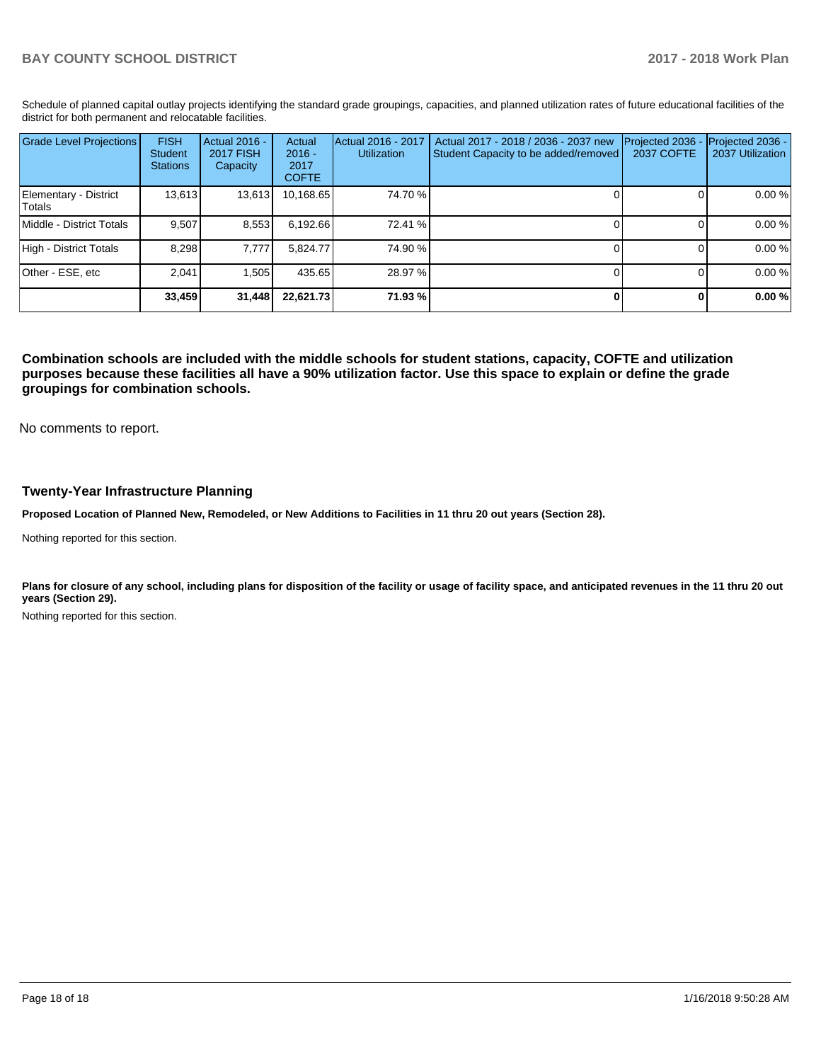Schedule of planned capital outlay projects identifying the standard grade groupings, capacities, and planned utilization rates of future educational facilities of the district for both permanent and relocatable facilities.

| Grade Level Projections | FISH Student Stations | Actual 2016 - 2017 FISH Capacity | Actual 2016 - 2017 COFTE | Actual 2016 - 2017 Utilization | Actual 2017 - 2018 / 2036 - 2037 new Student Capacity to be added/removed | Projected 2036 - 2037 COFTE | Projected 2036 - 2037 Utilization |
|---|---|---|---|---|---|---|---|
| Elementary - District Totals | 13,613 | 13,613 | 10,168.65 | 74.70 % | 0 | 0 | 0.00 % |
| Middle - District Totals | 9,507 | 8,553 | 6,192.66 | 72.41 % | 0 | 0 | 0.00 % |
| High - District Totals | 8,298 | 7,777 | 5,824.77 | 74.90 % | 0 | 0 | 0.00 % |
| Other - ESE, etc | 2,041 | 1,505 | 435.65 | 28.97 % | 0 | 0 | 0.00 % |
| | **33,459** | **31,448** | **22,621.73** | **71.93 %** | **0** | **0** | **0.00 %** |

**Combination schools are included with the middle schools for student stations, capacity, COFTE and utilization purposes because these facilities all have a 90% utilization factor. Use this space to explain or define the grade groupings for combination schools.**

No comments to report.

## Twenty-Year Infrastructure Planning

**Proposed Location of Planned New, Remodeled, or New Additions to Facilities in 11 thru 20 out years (Section 28).**

Nothing reported for this section.

**Plans for closure of any school, including plans for disposition of the facility or usage of facility space, and anticipated revenues in the 11 thru 20 out years (Section 29).**

Nothing reported for this section.